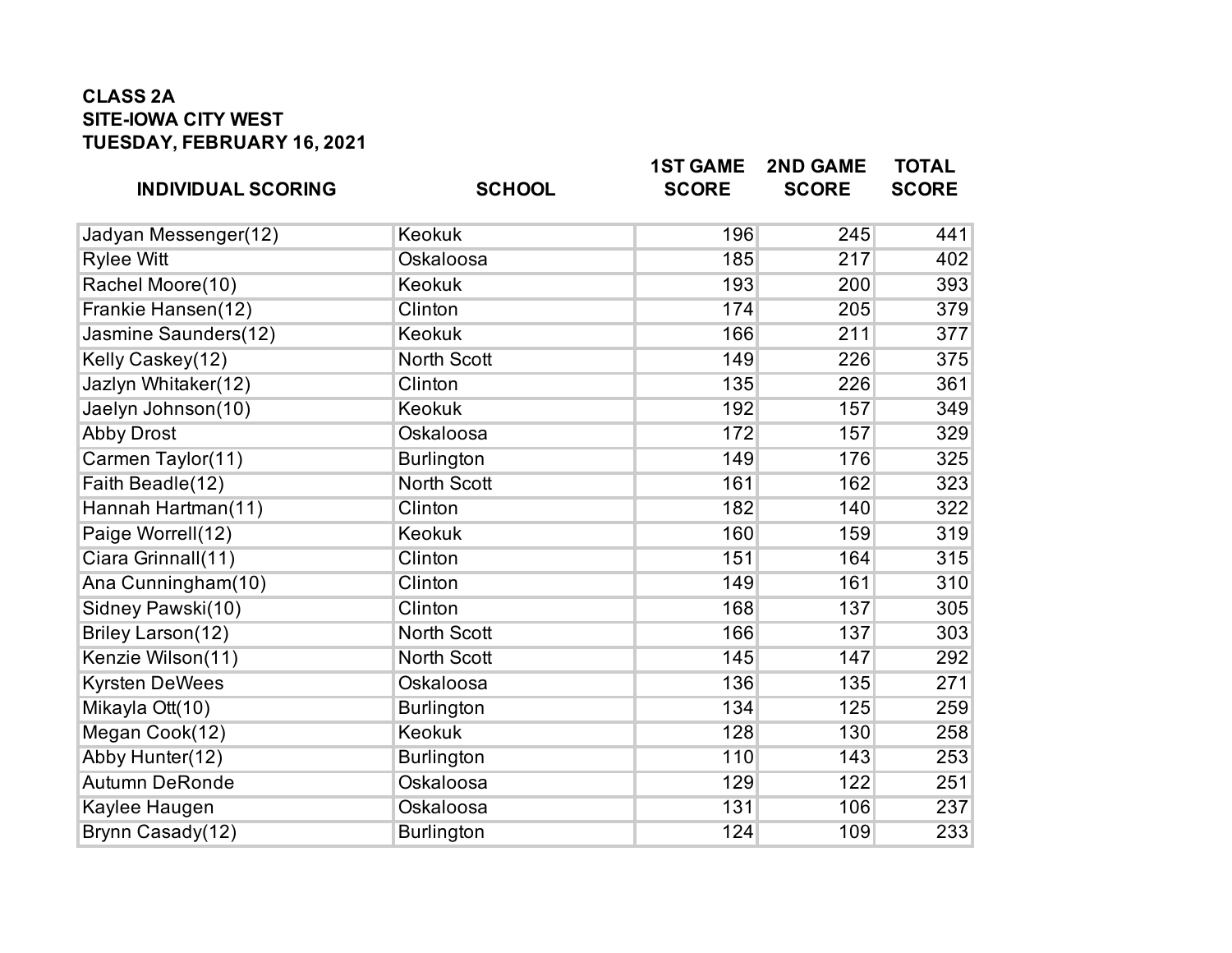**CLASS 2A**
**SITE-IOWA CITY WEST**
**TUESDAY, FEBRUARY 16, 2021**

| INDIVIDUAL SCORING | SCHOOL | 1ST GAME SCORE | 2ND GAME SCORE | TOTAL SCORE |
|---|---|---|---|---|
| Jadyan Messenger(12) | Keokuk | 196 | 245 | 441 |
| Rylee Witt | Oskaloosa | 185 | 217 | 402 |
| Rachel Moore(10) | Keokuk | 193 | 200 | 393 |
| Frankie Hansen(12) | Clinton | 174 | 205 | 379 |
| Jasmine Saunders(12) | Keokuk | 166 | 211 | 377 |
| Kelly Caskey(12) | North Scott | 149 | 226 | 375 |
| Jazlyn Whitaker(12) | Clinton | 135 | 226 | 361 |
| Jaelyn Johnson(10) | Keokuk | 192 | 157 | 349 |
| Abby Drost | Oskaloosa | 172 | 157 | 329 |
| Carmen Taylor(11) | Burlington | 149 | 176 | 325 |
| Faith Beadle(12) | North Scott | 161 | 162 | 323 |
| Hannah Hartman(11) | Clinton | 182 | 140 | 322 |
| Paige Worrell(12) | Keokuk | 160 | 159 | 319 |
| Ciara Grinnall(11) | Clinton | 151 | 164 | 315 |
| Ana Cunningham(10) | Clinton | 149 | 161 | 310 |
| Sidney Pawski(10) | Clinton | 168 | 137 | 305 |
| Briley Larson(12) | North Scott | 166 | 137 | 303 |
| Kenzie Wilson(11) | North Scott | 145 | 147 | 292 |
| Kyrsten DeWees | Oskaloosa | 136 | 135 | 271 |
| Mikayla Ott(10) | Burlington | 134 | 125 | 259 |
| Megan Cook(12) | Keokuk | 128 | 130 | 258 |
| Abby Hunter(12) | Burlington | 110 | 143 | 253 |
| Autumn DeRonde | Oskaloosa | 129 | 122 | 251 |
| Kaylee Haugen | Oskaloosa | 131 | 106 | 237 |
| Brynn Casady(12) | Burlington | 124 | 109 | 233 |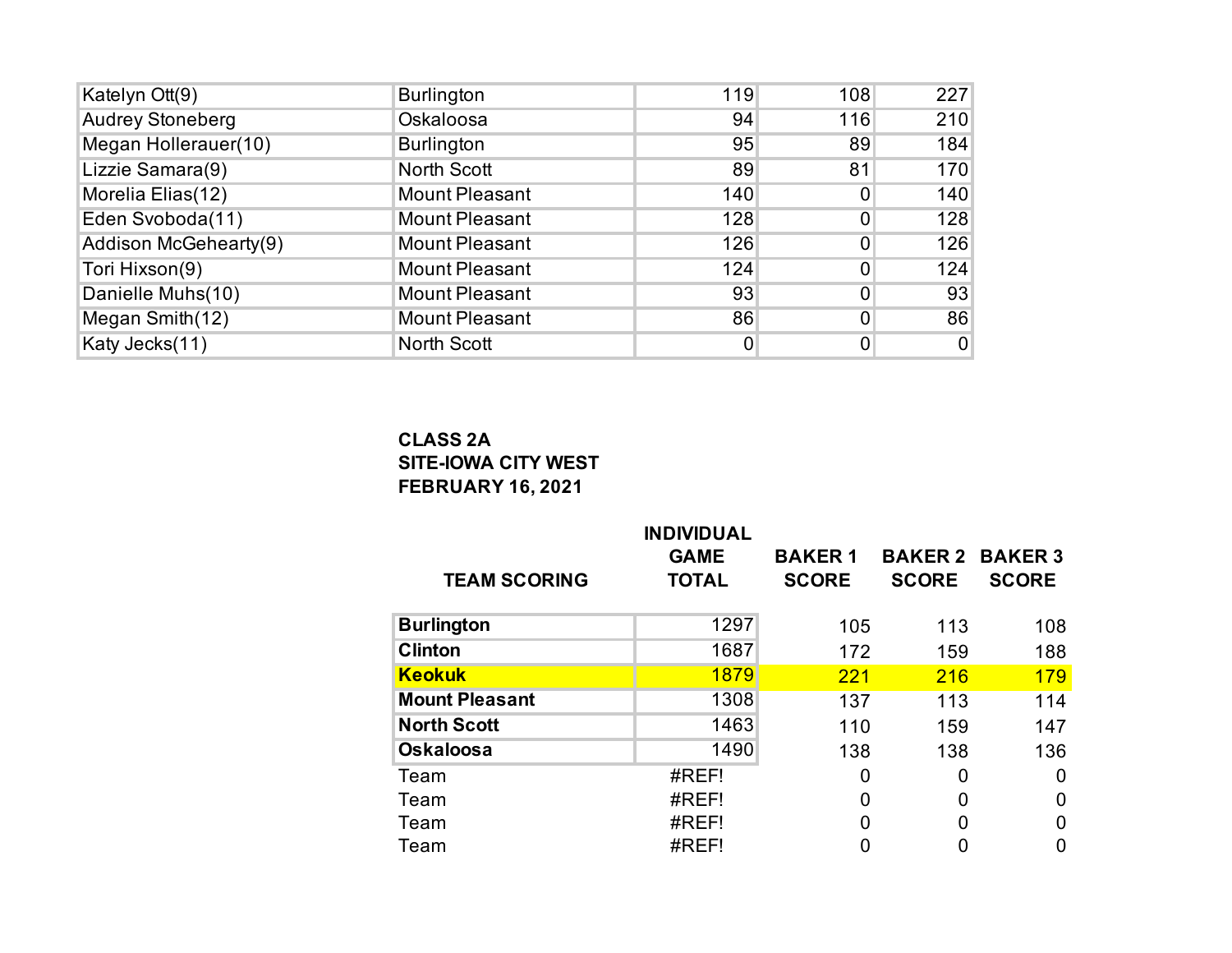| | | | | |
|---|---|---|---|---|
| Katelyn Ott(9) | Burlington | 119 | 108 | 227 |
| Audrey Stoneberg | Oskaloosa | 94 | 116 | 210 |
| Megan Hollerauer(10) | Burlington | 95 | 89 | 184 |
| Lizzie Samara(9) | North Scott | 89 | 81 | 170 |
| Morelia Elias(12) | Mount Pleasant | 140 | 0 | 140 |
| Eden Svoboda(11) | Mount Pleasant | 128 | 0 | 128 |
| Addison McGehearty(9) | Mount Pleasant | 126 | 0 | 126 |
| Tori Hixson(9) | Mount Pleasant | 124 | 0 | 124 |
| Danielle Muhs(10) | Mount Pleasant | 93 | 0 | 93 |
| Megan Smith(12) | Mount Pleasant | 86 | 0 | 86 |
| Katy Jecks(11) | North Scott | 0 | 0 | 0 |

**CLASS 2A**
**SITE-IOWA CITY WEST**
**FEBRUARY 16, 2021**

| TEAM SCORING | INDIVIDUAL GAME TOTAL | BAKER 1 SCORE | BAKER 2 SCORE | BAKER 3 SCORE |
|---|---|---|---|---|
| **Burlington** | 1297 | 105 | 113 | 108 |
| **Clinton** | 1687 | 172 | 159 | 188 |
| **Keokuk** | 1879 | 221 | 216 | 179 |
| **Mount Pleasant** | 1308 | 137 | 113 | 114 |
| **North Scott** | 1463 | 110 | 159 | 147 |
| **Oskaloosa** | 1490 | 138 | 138 | 136 |
| Team | #REF! | 0 | 0 | 0 |
| Team | #REF! | 0 | 0 | 0 |
| Team | #REF! | 0 | 0 | 0 |
| Team | #REF! | 0 | 0 | 0 |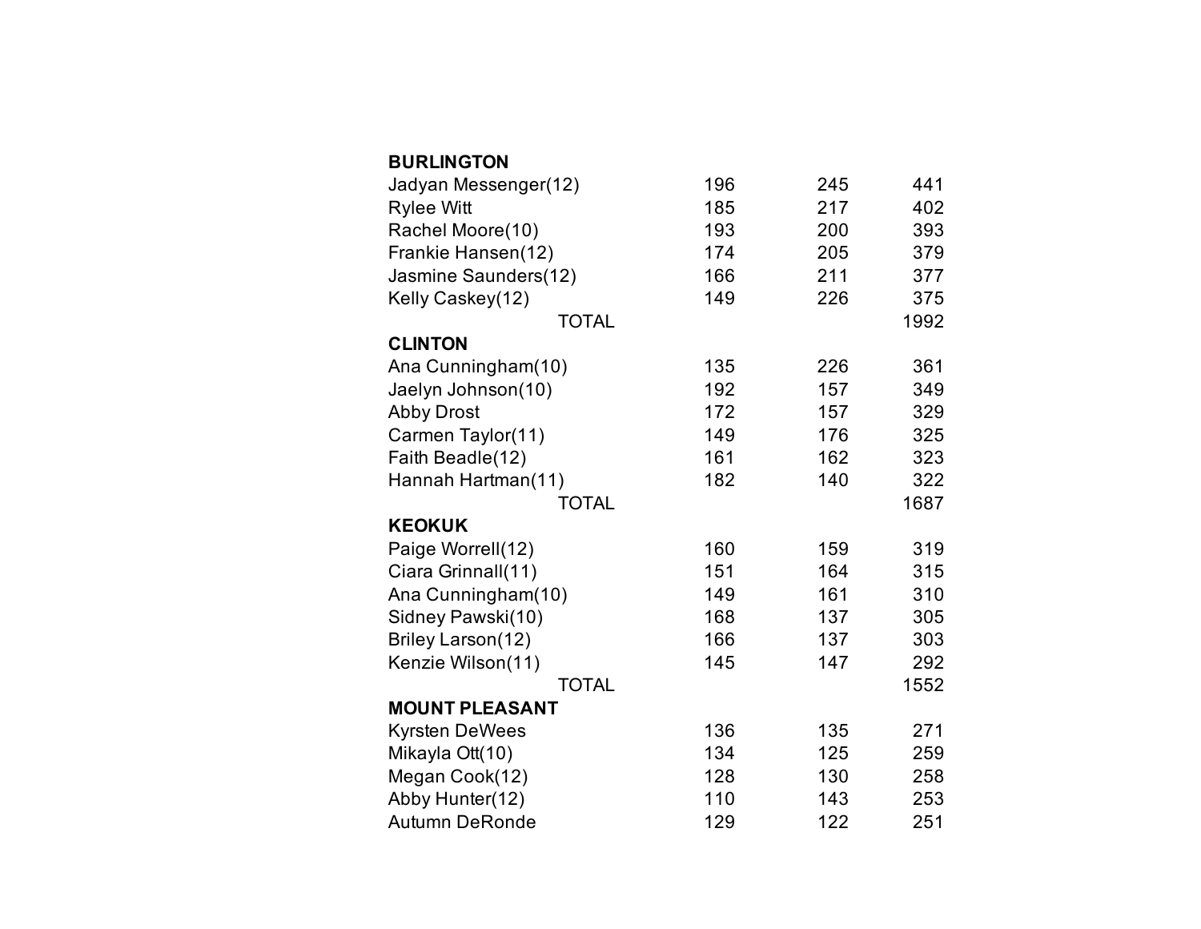| | | | |
|---|---|---|---|
| **BURLINGTON** | | | |
| Jadyan Messenger(12) | 196 | 245 | 441 |
| Rylee Witt | 185 | 217 | 402 |
| Rachel Moore(10) | 193 | 200 | 393 |
| Frankie Hansen(12) | 174 | 205 | 379 |
| Jasmine Saunders(12) | 166 | 211 | 377 |
| Kelly Caskey(12) | 149 | 226 | 375 |
| TOTAL | | | 1992 |
| **CLINTON** | | | |
| Ana Cunningham(10) | 135 | 226 | 361 |
| Jaelyn Johnson(10) | 192 | 157 | 349 |
| Abby Drost | 172 | 157 | 329 |
| Carmen Taylor(11) | 149 | 176 | 325 |
| Faith Beadle(12) | 161 | 162 | 323 |
| Hannah Hartman(11) | 182 | 140 | 322 |
| TOTAL | | | 1687 |
| **KEOKUK** | | | |
| Paige Worrell(12) | 160 | 159 | 319 |
| Ciara Grinnall(11) | 151 | 164 | 315 |
| Ana Cunningham(10) | 149 | 161 | 310 |
| Sidney Pawski(10) | 168 | 137 | 305 |
| Briley Larson(12) | 166 | 137 | 303 |
| Kenzie Wilson(11) | 145 | 147 | 292 |
| TOTAL | | | 1552 |
| **MOUNT PLEASANT** | | | |
| Kyrsten DeWees | 136 | 135 | 271 |
| Mikayla Ott(10) | 134 | 125 | 259 |
| Megan Cook(12) | 128 | 130 | 258 |
| Abby Hunter(12) | 110 | 143 | 253 |
| Autumn DeRonde | 129 | 122 | 251 |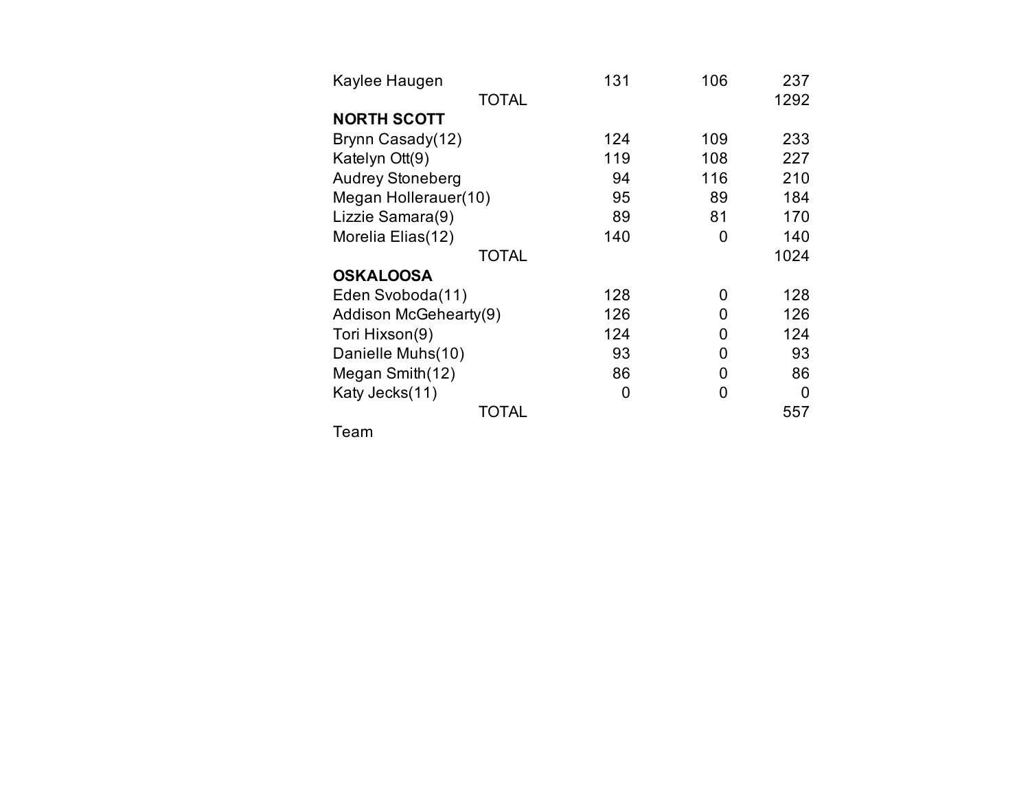| | | | |
|---|---|---|---|
| Kaylee Haugen | 131 | 106 | 237 |
| TOTAL | | | 1292 |
| **NORTH SCOTT** | | | |
| Brynn Casady(12) | 124 | 109 | 233 |
| Katelyn Ott(9) | 119 | 108 | 227 |
| Audrey Stoneberg | 94 | 116 | 210 |
| Megan Hollerauer(10) | 95 | 89 | 184 |
| Lizzie Samara(9) | 89 | 81 | 170 |
| Morelia Elias(12) | 140 | 0 | 140 |
| TOTAL | | | 1024 |
| **OSKALOOSA** | | | |
| Eden Svoboda(11) | 128 | 0 | 128 |
| Addison McGehearty(9) | 126 | 0 | 126 |
| Tori Hixson(9) | 124 | 0 | 124 |
| Danielle Muhs(10) | 93 | 0 | 93 |
| Megan Smith(12) | 86 | 0 | 86 |
| Katy Jecks(11) | 0 | 0 | 0 |
| TOTAL | | | 557 |
| Team | | | |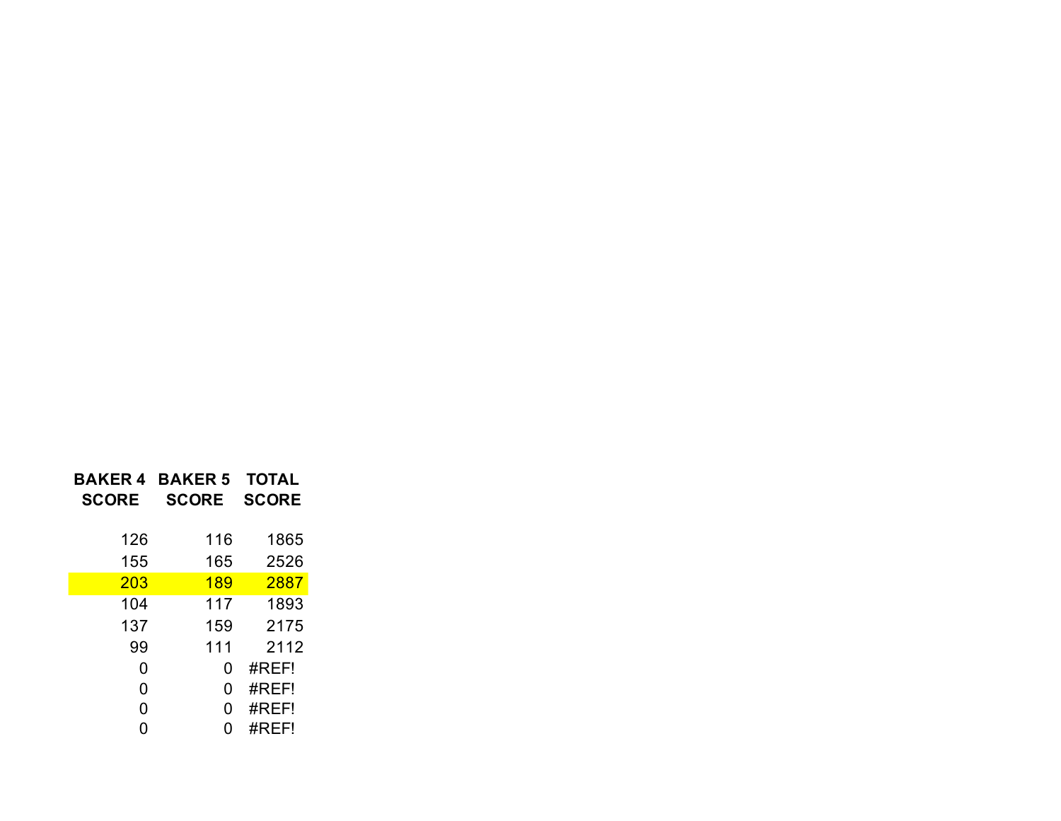| BAKER 4 SCORE | BAKER 5 SCORE | TOTAL SCORE |
|---|---|---|
| 126 | 116 | 1865 |
| 155 | 165 | 2526 |
| 203 | 189 | 2887 |
| 104 | 117 | 1893 |
| 137 | 159 | 2175 |
| 99 | 111 | 2112 |
| 0 | 0 | #REF! |
| 0 | 0 | #REF! |
| 0 | 0 | #REF! |
| 0 | 0 | #REF! |